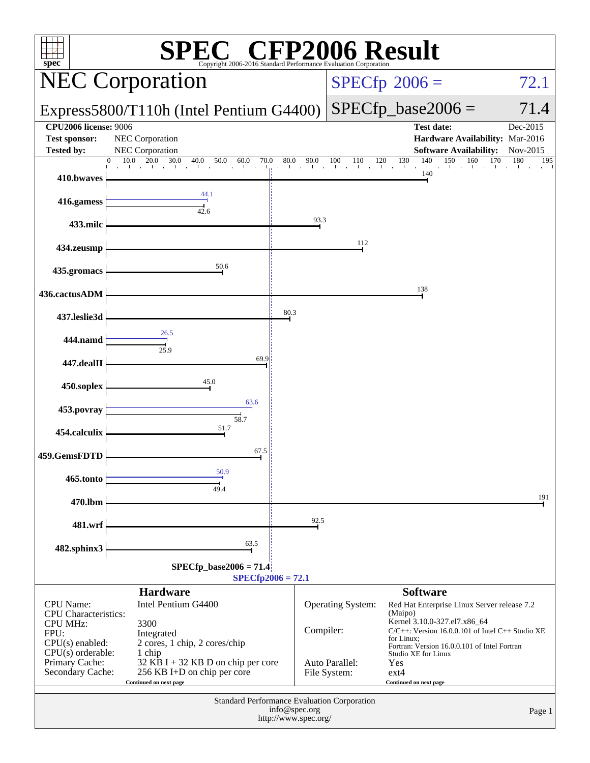# SPEC® CFP2006 Result

Copyright 2006-2016 Standard Performance Evaluation Corporation

## NEC Corporation

## Express5800/T110h (Intel Pentium G4400)

**SPECfp 2006 = 72.1**

**SPECfp_base2006 = 71.4**

| | | | |
|---|---|---|---|
| **CPU2006 license:** 9006 | | **Test date:** | Dec-2015 |
| **Test sponsor:** | NEC Corporation | **Hardware Availability:** | Mar-2016 |
| **Tested by:** | NEC Corporation | **Software Availability:** | Nov-2015 |

| Benchmark | Base | Peak |
|---|---|---|
| 410.bwaves | 140 | |
| 416.gamess | 42.6 | 44.1 |
| 433.milc | 93.3 | |
| 434.zeusmp | 112 | |
| 435.gromacs | 50.6 | |
| 436.cactusADM | 138 | |
| 437.leslie3d | 80.3 | |
| 444.namd | 25.9 | 26.5 |
| 447.dealII | 69.9 | |
| 450.soplex | 45.0 | |
| 453.povray | 58.7 | 63.6 |
| 454.calculix | 51.7 | |
| 459.GemsFDTD | 67.5 | |
| 465.tonto | 49.4 | 50.9 |
| 470.lbm | 191 | |
| 481.wrf | 92.5 | |
| 482.sphinx3 | 63.5 | |

SPECfp_base2006 = 71.4

SPECfp2006 = 72.1

### Hardware

| | |
|---|---|
| CPU Name: | Intel Pentium G4400 |
| CPU Characteristics: | |
| CPU MHz: | 3300 |
| FPU: | Integrated |
| CPU(s) enabled: | 2 cores, 1 chip, 2 cores/chip |
| CPU(s) orderable: | 1 chip |
| Primary Cache: | 32 KB I + 32 KB D on chip per core |
| Secondary Cache: | 256 KB I+D on chip per core |

Continued on next page

### Software

| | |
|---|---|
| Operating System: | Red Hat Enterprise Linux Server release 7.2 (Maipo) Kernel 3.10.0-327.el7.x86_64 |
| Compiler: | C/C++: Version 16.0.0.101 of Intel C++ Studio XE for Linux; Fortran: Version 16.0.0.101 of Intel Fortran Studio XE for Linux |
| Auto Parallel: | Yes |
| File System: | ext4 |

Continued on next page

Standard Performance Evaluation Corporation
info@spec.org
http://www.spec.org/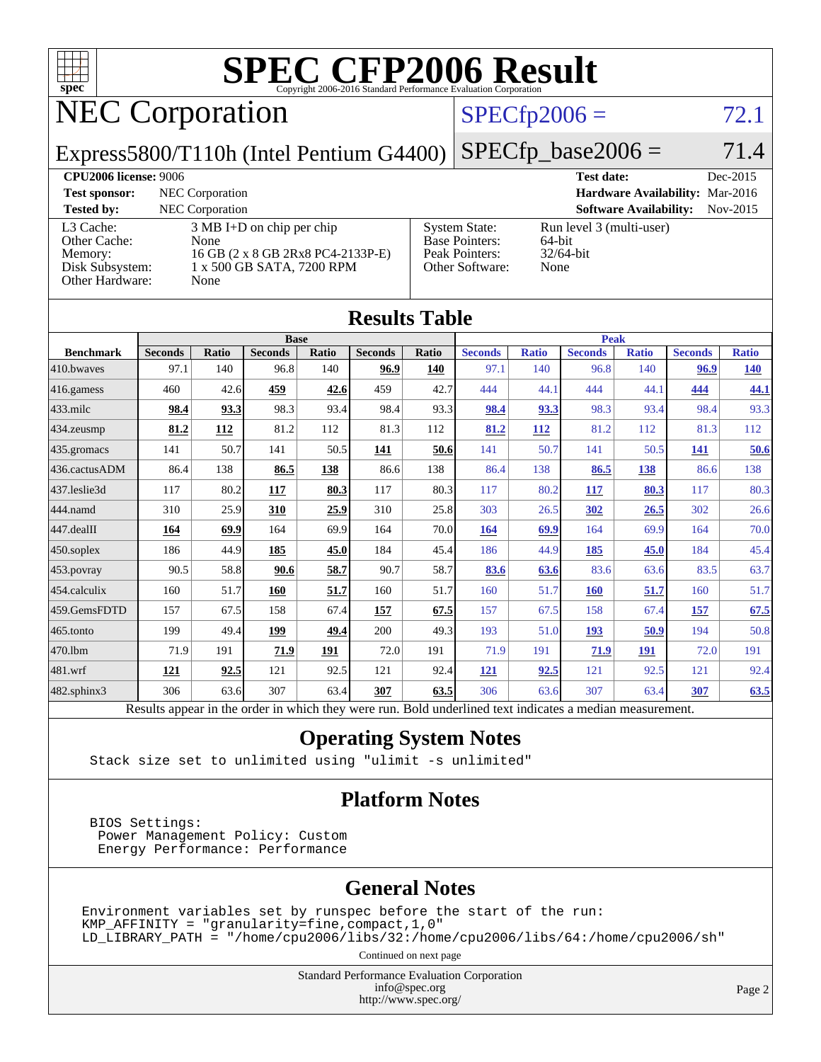# SPEC CFP2006 Result

Copyright 2006-2016 Standard Performance Evaluation Corporation

## NEC Corporation

**Express5800/T110h (Intel Pentium G4400)**

SPECfp2006 = 72.1

SPECfp_base2006 = 71.4

| | | | |
|---|---|---|---|
| **CPU2006 license:** 9006 | | **Test date:** | Dec-2015 |
| **Test sponsor:** | NEC Corporation | **Hardware Availability:** | Mar-2016 |
| **Tested by:** | NEC Corporation | **Software Availability:** | Nov-2015 |

| | | | |
|---|---|---|---|
| L3 Cache: | 3 MB I+D on chip per chip | System State: | Run level 3 (multi-user) |
| Other Cache: | None | Base Pointers: | 64-bit |
| Memory: | 16 GB (2 x 8 GB 2Rx8 PC4-2133P-E) | Peak Pointers: | 32/64-bit |
| Disk Subsystem: | 1 x 500 GB SATA, 7200 RPM | Other Software: | None |
| Other Hardware: | None | | |

## Results Table

| Benchmark | Base | | | | | | Peak | | | | | |
|---|---|---|---|---|---|---|---|---|---|---|---|---|
| | Seconds | Ratio | Seconds | Ratio | Seconds | Ratio | Seconds | Ratio | Seconds | Ratio | Seconds | Ratio |
| 410.bwaves | 97.1 | 140 | 96.8 | 140 | **96.9** | **140** | 97.1 | 140 | 96.8 | 140 | **96.9** | **140** |
| 416.gamess | 460 | 42.6 | **459** | **42.6** | 459 | 42.7 | 444 | 44.1 | 444 | 44.1 | **444** | **44.1** |
| 433.milc | **98.4** | **93.3** | 98.3 | 93.4 | 98.4 | 93.3 | **98.4** | **93.3** | 98.3 | 93.4 | 98.4 | 93.3 |
| 434.zeusmp | **81.2** | **112** | 81.2 | 112 | 81.3 | 112 | **81.2** | **112** | 81.2 | 112 | 81.3 | 112 |
| 435.gromacs | 141 | 50.7 | 141 | 50.5 | **141** | **50.6** | 141 | 50.7 | 141 | 50.5 | **141** | **50.6** |
| 436.cactusADM | 86.4 | 138 | **86.5** | **138** | 86.6 | 138 | 86.4 | 138 | **86.5** | **138** | 86.6 | 138 |
| 437.leslie3d | 117 | 80.2 | **117** | **80.3** | 117 | 80.3 | 117 | 80.2 | **117** | **80.3** | 117 | 80.3 |
| 444.namd | 310 | 25.9 | **310** | **25.9** | 310 | 25.8 | 303 | 26.5 | **302** | **26.5** | 302 | 26.6 |
| 447.dealII | **164** | **69.9** | 164 | 69.9 | 164 | 70.0 | **164** | **69.9** | 164 | 69.9 | 164 | 70.0 |
| 450.soplex | 186 | 44.9 | **185** | **45.0** | 184 | 45.4 | 186 | 44.9 | **185** | **45.0** | 184 | 45.4 |
| 453.povray | 90.5 | 58.8 | **90.6** | **58.7** | 90.7 | 58.7 | **83.6** | **63.6** | 83.6 | 63.6 | 83.5 | 63.7 |
| 454.calculix | 160 | 51.7 | **160** | **51.7** | 160 | 51.7 | 160 | 51.7 | **160** | **51.7** | 160 | 51.7 |
| 459.GemsFDTD | 157 | 67.5 | 158 | 67.4 | **157** | **67.5** | 157 | 67.5 | 158 | 67.4 | **157** | **67.5** |
| 465.tonto | 199 | 49.4 | **199** | **49.4** | 200 | 49.3 | 193 | 51.0 | **193** | **50.9** | 194 | 50.8 |
| 470.lbm | 71.9 | 191 | **71.9** | **191** | 72.0 | 191 | 71.9 | 191 | **71.9** | **191** | 72.0 | 191 |
| 481.wrf | **121** | **92.5** | 121 | 92.5 | 121 | 92.4 | **121** | **92.5** | 121 | 92.5 | 121 | 92.4 |
| 482.sphinx3 | 306 | 63.6 | 307 | 63.4 | **307** | **63.5** | 306 | 63.6 | 307 | 63.4 | **307** | **63.5** |

Results appear in the order in which they were run. Bold underlined text indicates a median measurement.

## Operating System Notes

```
Stack size set to unlimited using "ulimit -s unlimited"
```

## Platform Notes

```
BIOS Settings:
 Power Management Policy: Custom
 Energy Performance: Performance
```

## General Notes

```
Environment variables set by runspec before the start of the run:
KMP_AFFINITY = "granularity=fine,compact,1,0"
LD_LIBRARY_PATH = "/home/cpu2006/libs/32:/home/cpu2006/libs/64:/home/cpu2006/sh"
```

Continued on next page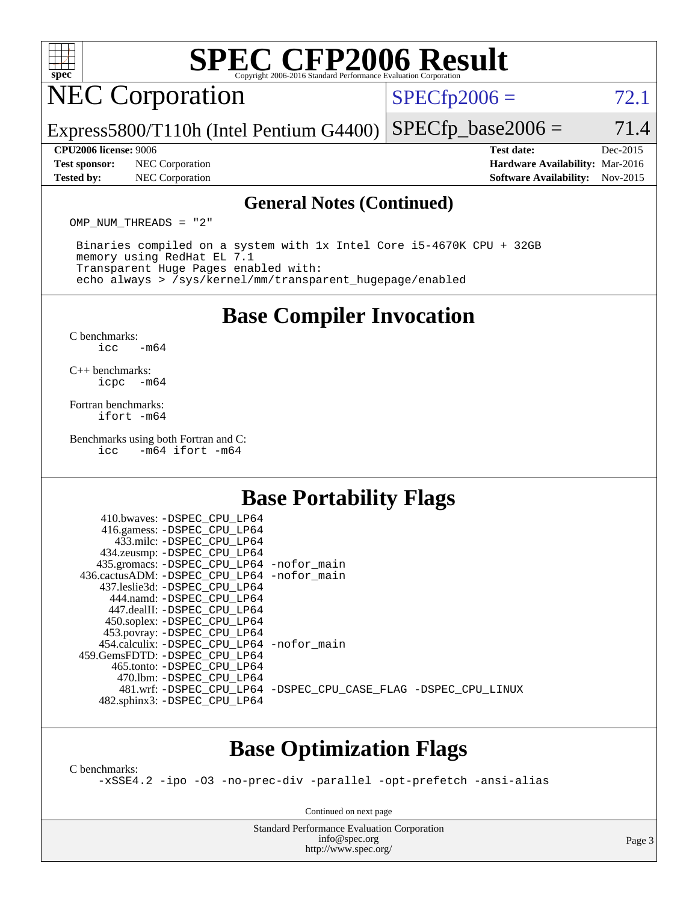# SPEC CFP2006 Result

Copyright 2006-2016 Standard Performance Evaluation Corporation

## NEC Corporation

Express5800/T110h (Intel Pentium G4400)

SPECfp2006 = 72.1

SPECfp_base2006 = 71.4

**CPU2006 license:** 9006
**Test sponsor:** NEC Corporation
**Tested by:** NEC Corporation

**Test date:** Dec-2015
**Hardware Availability:** Mar-2016
**Software Availability:** Nov-2015

### General Notes (Continued)

```
OMP_NUM_THREADS = "2"

 Binaries compiled on a system with 1x Intel Core i5-4670K CPU + 32GB
 memory using RedHat EL 7.1
 Transparent Huge Pages enabled with:
 echo always > /sys/kernel/mm/transparent_hugepage/enabled
```

## Base Compiler Invocation

C benchmarks:
```
icc   -m64
```

C++ benchmarks:
```
icpc  -m64
```

Fortran benchmarks:
```
ifort -m64
```

Benchmarks using both Fortran and C:
```
icc   -m64 ifort -m64
```

## Base Portability Flags

```
     410.bwaves: -DSPEC_CPU_LP64
     416.gamess: -DSPEC_CPU_LP64
       433.milc: -DSPEC_CPU_LP64
     434.zeusmp: -DSPEC_CPU_LP64
    435.gromacs: -DSPEC_CPU_LP64 -nofor_main
 436.cactusADM: -DSPEC_CPU_LP64 -nofor_main
    437.leslie3d: -DSPEC_CPU_LP64
      444.namd: -DSPEC_CPU_LP64
     447.dealII: -DSPEC_CPU_LP64
     450.soplex: -DSPEC_CPU_LP64
     453.povray: -DSPEC_CPU_LP64
    454.calculix: -DSPEC_CPU_LP64 -nofor_main
 459.GemsFDTD: -DSPEC_CPU_LP64
      465.tonto: -DSPEC_CPU_LP64
        470.lbm: -DSPEC_CPU_LP64
        481.wrf: -DSPEC_CPU_LP64 -DSPEC_CPU_CASE_FLAG -DSPEC_CPU_LINUX
    482.sphinx3: -DSPEC_CPU_LP64
```

## Base Optimization Flags

C benchmarks:
```
-xSSE4.2 -ipo -O3 -no-prec-div -parallel -opt-prefetch -ansi-alias
```

Continued on next page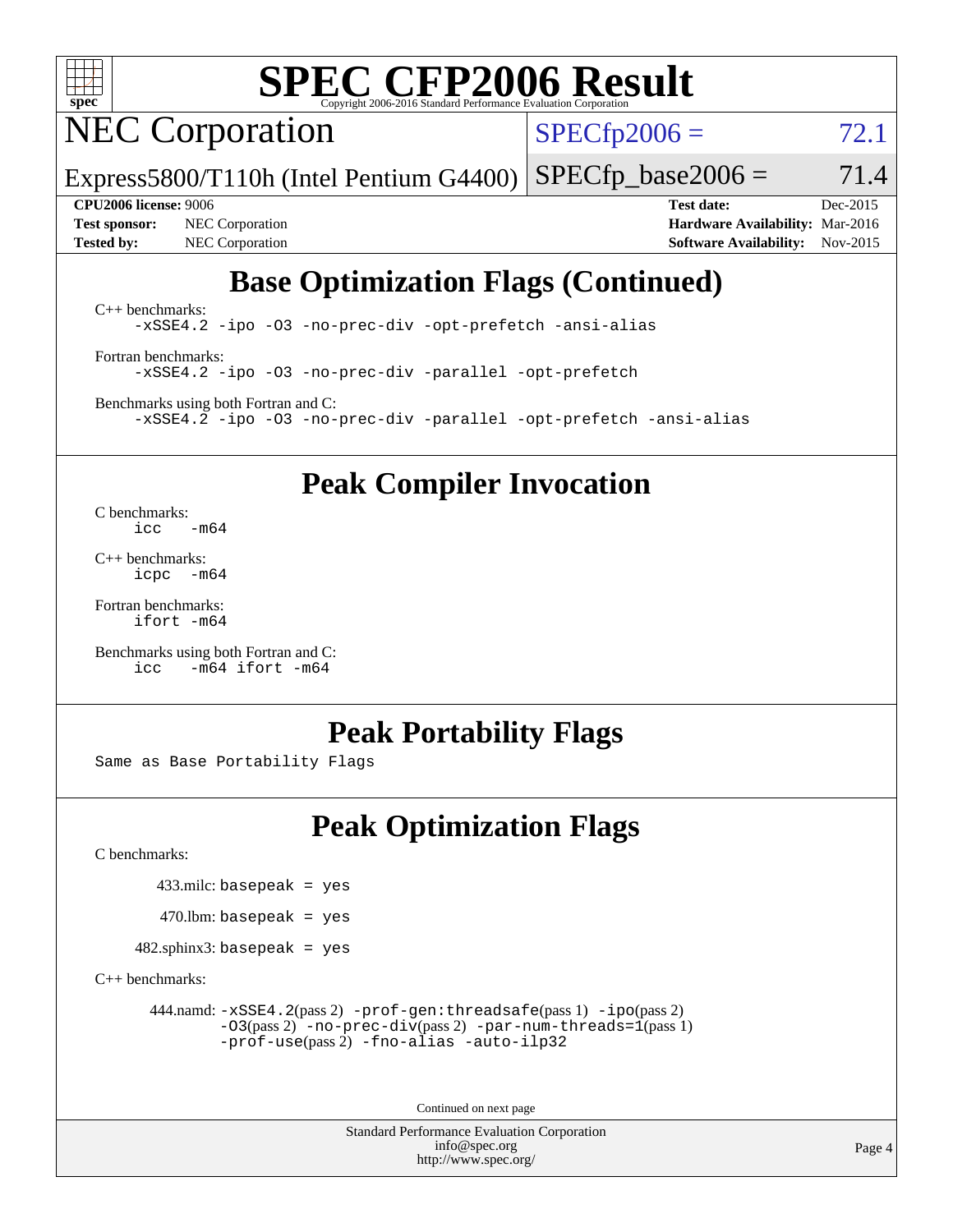# SPEC CFP2006 Result

Copyright 2006-2016 Standard Performance Evaluation Corporation

## NEC Corporation

Express5800/T110h (Intel Pentium G4400)

SPECfp2006 = 72.1

SPECfp_base2006 = 71.4

| | | | |
|---|---|---|---|
| **CPU2006 license:** 9006 | | **Test date:** | Dec-2015 |
| **Test sponsor:** | NEC Corporation | **Hardware Availability:** | Mar-2016 |
| **Tested by:** | NEC Corporation | **Software Availability:** | Nov-2015 |

## Base Optimization Flags (Continued)

C++ benchmarks:

```
-xSSE4.2 -ipo -O3 -no-prec-div -opt-prefetch -ansi-alias
```

Fortran benchmarks:

```
-xSSE4.2 -ipo -O3 -no-prec-div -parallel -opt-prefetch
```

Benchmarks using both Fortran and C:

```
-xSSE4.2 -ipo -O3 -no-prec-div -parallel -opt-prefetch -ansi-alias
```

## Peak Compiler Invocation

C benchmarks:

```
icc   -m64
```

C++ benchmarks:

```
icpc  -m64
```

Fortran benchmarks:

```
ifort -m64
```

Benchmarks using both Fortran and C:

```
icc   -m64 ifort -m64
```

## Peak Portability Flags

Same as Base Portability Flags

## Peak Optimization Flags

C benchmarks:

433.milc: basepeak = yes

470.lbm: basepeak = yes

482.sphinx3: basepeak = yes

C++ benchmarks:

444.namd: -xSSE4.2(pass 2) -prof-gen:threadsafe(pass 1) -ipo(pass 2) -O3(pass 2) -no-prec-div(pass 2) -par-num-threads=1(pass 1) -prof-use(pass 2) -fno-alias -auto-ilp32

Continued on next page

Standard Performance Evaluation Corporation
info@spec.org
http://www.spec.org/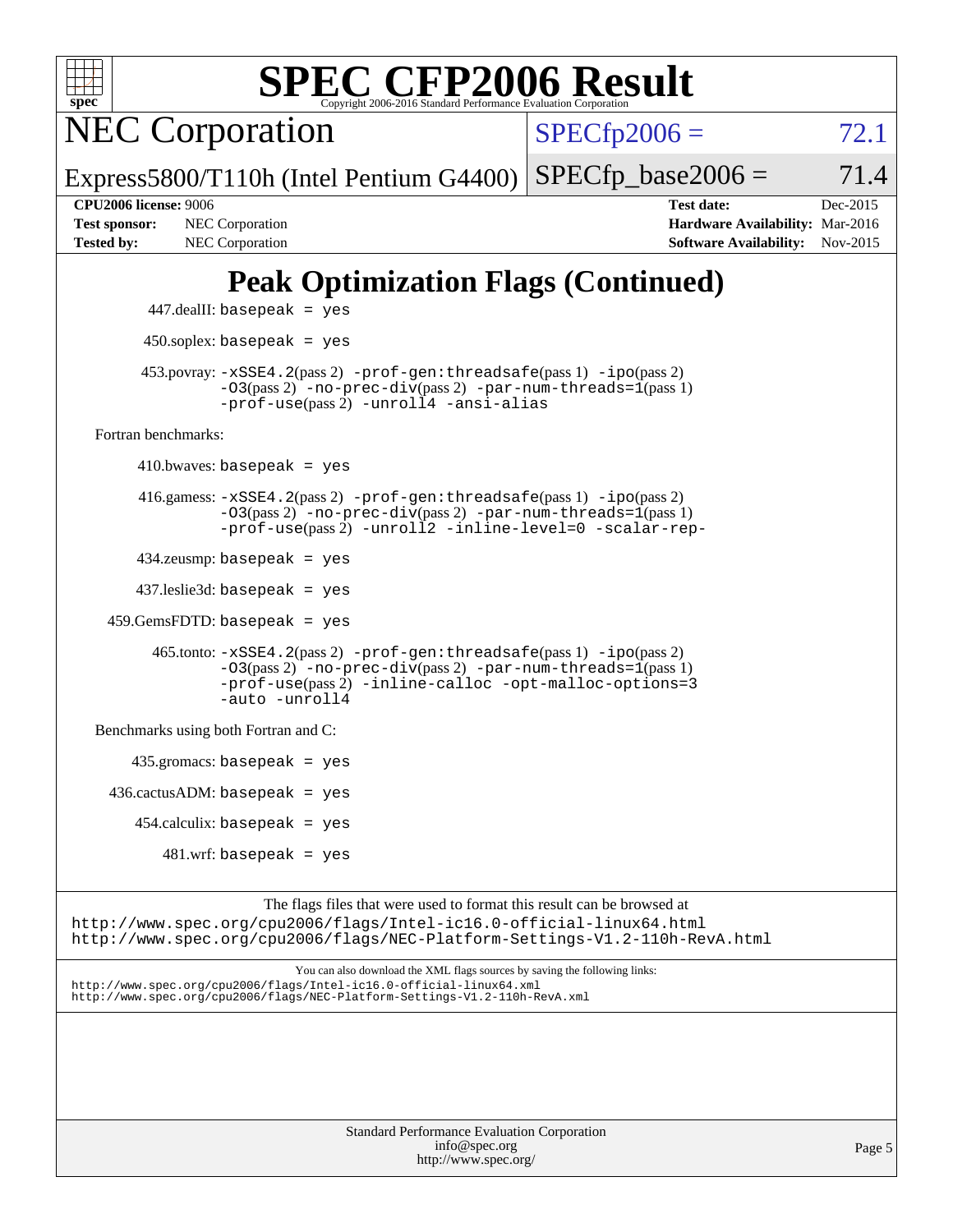# SPEC CFP2006 Result

Copyright 2006-2016 Standard Performance Evaluation Corporation

## NEC Corporation

Express5800/T110h (Intel Pentium G4400)

SPECfp2006 = 72.1

SPECfp_base2006 = 71.4

| | | | |
|---|---|---|---|
| **CPU2006 license:** 9006 | | **Test date:** | Dec-2015 |
| **Test sponsor:** | NEC Corporation | **Hardware Availability:** | Mar-2016 |
| **Tested by:** | NEC Corporation | **Software Availability:** | Nov-2015 |

# Peak Optimization Flags (Continued)

447.dealII: `basepeak = yes`

450.soplex: `basepeak = yes`

453.povray: `-xSSE4.2`(pass 2) `-prof-gen:threadsafe`(pass 1) `-ipo`(pass 2) `-O3`(pass 2) `-no-prec-div`(pass 2) `-par-num-threads=1`(pass 1) `-prof-use`(pass 2) `-unroll4 -ansi-alias`

Fortran benchmarks:

410.bwaves: `basepeak = yes`

416.gamess: `-xSSE4.2`(pass 2) `-prof-gen:threadsafe`(pass 1) `-ipo`(pass 2) `-O3`(pass 2) `-no-prec-div`(pass 2) `-par-num-threads=1`(pass 1) `-prof-use`(pass 2) `-unroll2 -inline-level=0 -scalar-rep-`

434.zeusmp: `basepeak = yes`

437.leslie3d: `basepeak = yes`

459.GemsFDTD: `basepeak = yes`

465.tonto: `-xSSE4.2`(pass 2) `-prof-gen:threadsafe`(pass 1) `-ipo`(pass 2) `-O3`(pass 2) `-no-prec-div`(pass 2) `-par-num-threads=1`(pass 1) `-prof-use`(pass 2) `-inline-calloc -opt-malloc-options=3 -auto -unroll4`

Benchmarks using both Fortran and C:

435.gromacs: `basepeak = yes`

436.cactusADM: `basepeak = yes`

454.calculix: `basepeak = yes`

481.wrf: `basepeak = yes`

The flags files that were used to format this result can be browsed at
http://www.spec.org/cpu2006/flags/Intel-ic16.0-official-linux64.html
http://www.spec.org/cpu2006/flags/NEC-Platform-Settings-V1.2-110h-RevA.html

You can also download the XML flags sources by saving the following links:
http://www.spec.org/cpu2006/flags/Intel-ic16.0-official-linux64.xml
http://www.spec.org/cpu2006/flags/NEC-Platform-Settings-V1.2-110h-RevA.xml

Standard Performance Evaluation Corporation
info@spec.org
http://www.spec.org/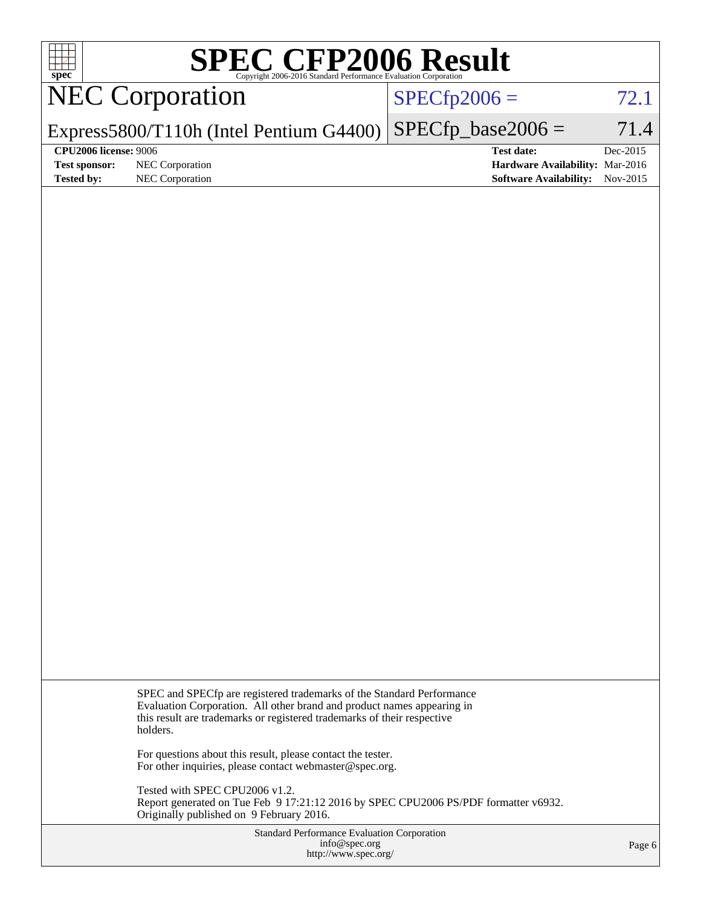SPEC and SPECfp are registered trademarks of the Standard Performance Evaluation Corporation. All other brand and product names appearing in this result are trademarks or registered trademarks of their respective holders.

For questions about this result, please contact the tester.
For other inquiries, please contact webmaster@spec.org.

Tested with SPEC CPU2006 v1.2.
Report generated on Tue Feb 9 17:21:12 2016 by SPEC CPU2006 PS/PDF formatter v6932.
Originally published on 9 February 2016.